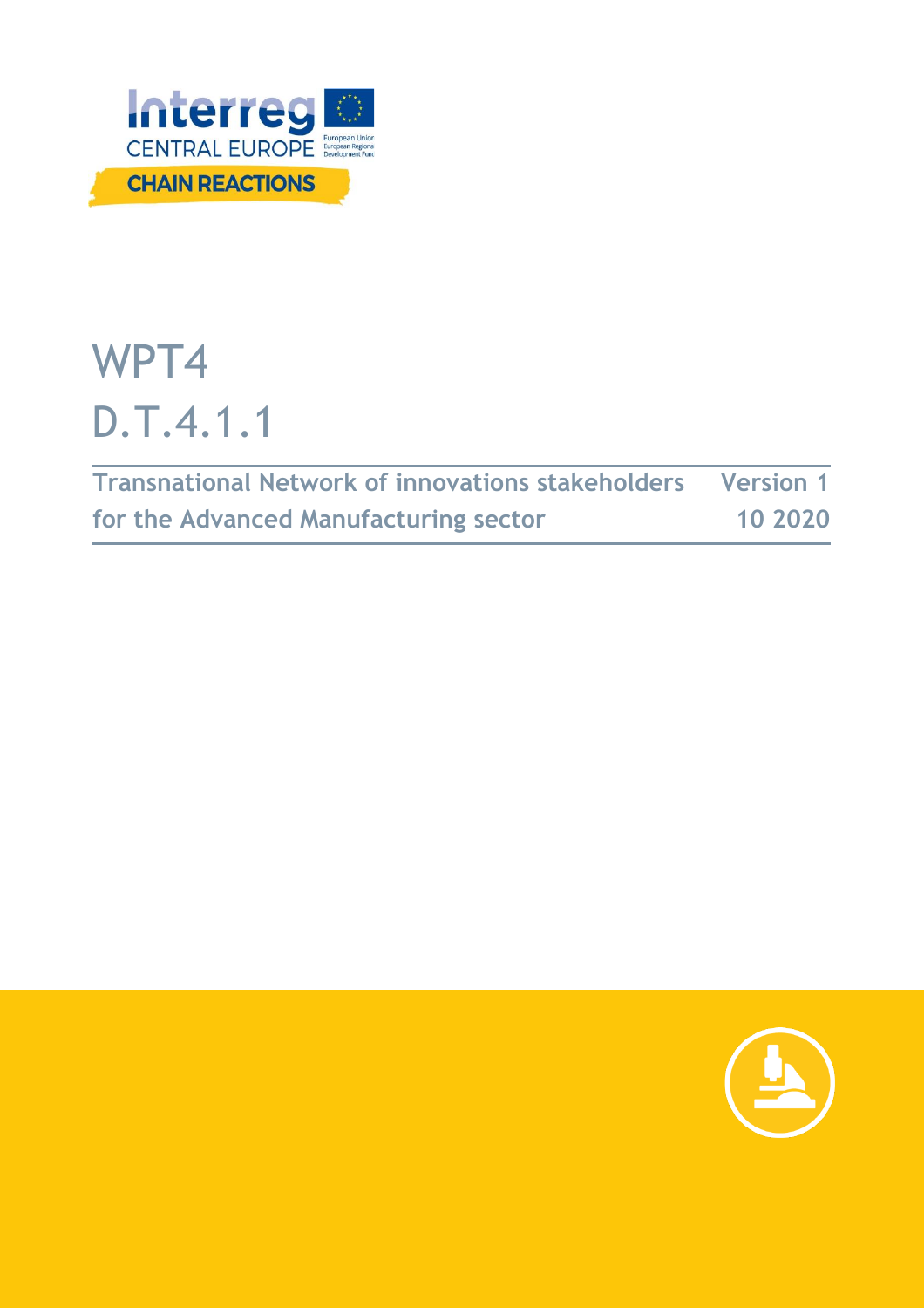Interreg CENTRAL EUROPE

European Union European Regional Development Fund

CHAIN REACTIONS

# WPT4

# D.T.4.1.1

| Transnational Network of innovations stakeholders for the Advanced Manufacturing sector | Version 1 10 2020 |
| --- | --- |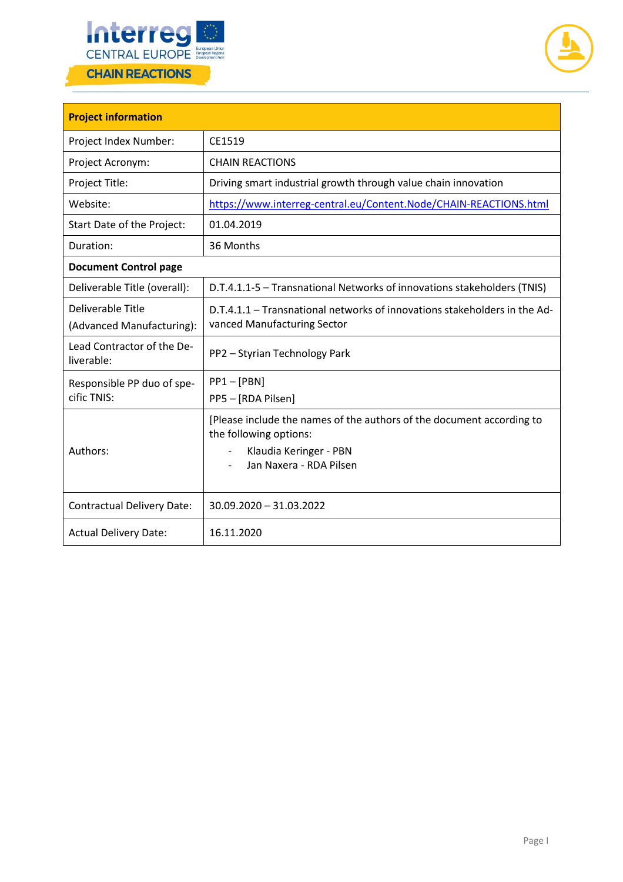| Project information | |
|---|---|
| Project Index Number: | CE1519 |
| Project Acronym: | CHAIN REACTIONS |
| Project Title: | Driving smart industrial growth through value chain innovation |
| Website: | https://www.interreg-central.eu/Content.Node/CHAIN-REACTIONS.html |
| Start Date of the Project: | 01.04.2019 |
| Duration: | 36 Months |
| **Document Control page** | |
| Deliverable Title (overall): | D.T.4.1.1-5 – Transnational Networks of innovations stakeholders (TNIS) |
| Deliverable Title (Advanced Manufacturing): | D.T.4.1.1 – Transnational networks of innovations stakeholders in the Advanced Manufacturing Sector |
| Lead Contractor of the Deliverable: | PP2 – Styrian Technology Park |
| Responsible PP duo of specific TNIS: | PP1 – [PBN]<br>PP5 – [RDA Pilsen] |
| Authors: | [Please include the names of the authors of the document according to the following options:<br>- Klaudia Keringer - PBN<br>- Jan Naxera - RDA Pilsen |
| Contractual Delivery Date: | 30.09.2020 – 31.03.2022 |
| Actual Delivery Date: | 16.11.2020 |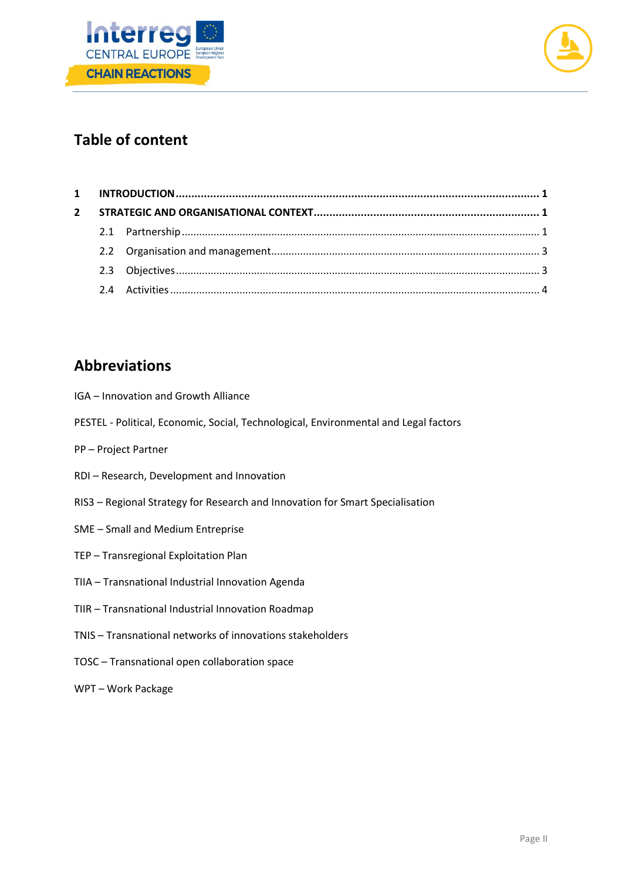## Table of content

| | | |
|---|---|---|
| **1** | **INTRODUCTION** | **1** |
| **2** | **STRATEGIC AND ORGANISATIONAL CONTEXT** | **1** |
| 2.1 | Partnership | 1 |
| 2.2 | Organisation and management | 3 |
| 2.3 | Objectives | 3 |
| 2.4 | Activities | 4 |

## Abbreviations

IGA – Innovation and Growth Alliance

PESTEL - Political, Economic, Social, Technological, Environmental and Legal factors

PP – Project Partner

RDI – Research, Development and Innovation

RIS3 – Regional Strategy for Research and Innovation for Smart Specialisation

SME – Small and Medium Entreprise

TEP – Transregional Exploitation Plan

TIIA – Transnational Industrial Innovation Agenda

TIIR – Transnational Industrial Innovation Roadmap

TNIS – Transnational networks of innovations stakeholders

TOSC – Transnational open collaboration space

WPT – Work Package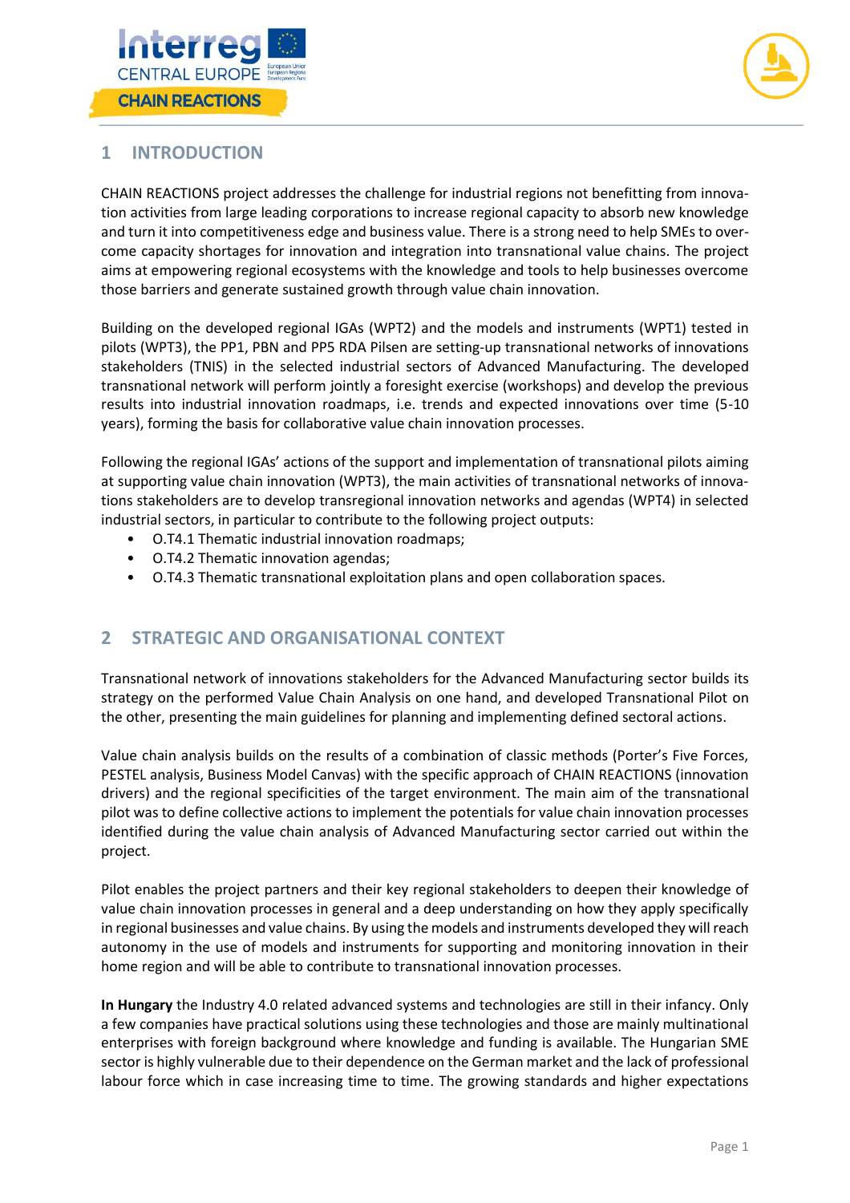# 1 INTRODUCTION

CHAIN REACTIONS project addresses the challenge for industrial regions not benefitting from innovation activities from large leading corporations to increase regional capacity to absorb new knowledge and turn it into competitiveness edge and business value. There is a strong need to help SMEs to overcome capacity shortages for innovation and integration into transnational value chains. The project aims at empowering regional ecosystems with the knowledge and tools to help businesses overcome those barriers and generate sustained growth through value chain innovation.

Building on the developed regional IGAs (WPT2) and the models and instruments (WPT1) tested in pilots (WPT3), the PP1, PBN and PP5 RDA Pilsen are setting-up transnational networks of innovations stakeholders (TNIS) in the selected industrial sectors of Advanced Manufacturing. The developed transnational network will perform jointly a foresight exercise (workshops) and develop the previous results into industrial innovation roadmaps, i.e. trends and expected innovations over time (5-10 years), forming the basis for collaborative value chain innovation processes.

Following the regional IGAs' actions of the support and implementation of transnational pilots aiming at supporting value chain innovation (WPT3), the main activities of transnational networks of innovations stakeholders are to develop transregional innovation networks and agendas (WPT4) in selected industrial sectors, in particular to contribute to the following project outputs:

- O.T4.1 Thematic industrial innovation roadmaps;
- O.T4.2 Thematic innovation agendas;
- O.T4.3 Thematic transnational exploitation plans and open collaboration spaces.

# 2 STRATEGIC AND ORGANISATIONAL CONTEXT

Transnational network of innovations stakeholders for the Advanced Manufacturing sector builds its strategy on the performed Value Chain Analysis on one hand, and developed Transnational Pilot on the other, presenting the main guidelines for planning and implementing defined sectoral actions.

Value chain analysis builds on the results of a combination of classic methods (Porter's Five Forces, PESTEL analysis, Business Model Canvas) with the specific approach of CHAIN REACTIONS (innovation drivers) and the regional specificities of the target environment. The main aim of the transnational pilot was to define collective actions to implement the potentials for value chain innovation processes identified during the value chain analysis of Advanced Manufacturing sector carried out within the project.

Pilot enables the project partners and their key regional stakeholders to deepen their knowledge of value chain innovation processes in general and a deep understanding on how they apply specifically in regional businesses and value chains. By using the models and instruments developed they will reach autonomy in the use of models and instruments for supporting and monitoring innovation in their home region and will be able to contribute to transnational innovation processes.

**In Hungary** the Industry 4.0 related advanced systems and technologies are still in their infancy. Only a few companies have practical solutions using these technologies and those are mainly multinational enterprises with foreign background where knowledge and funding is available. The Hungarian SME sector is highly vulnerable due to their dependence on the German market and the lack of professional labour force which in case increasing time to time. The growing standards and higher expectations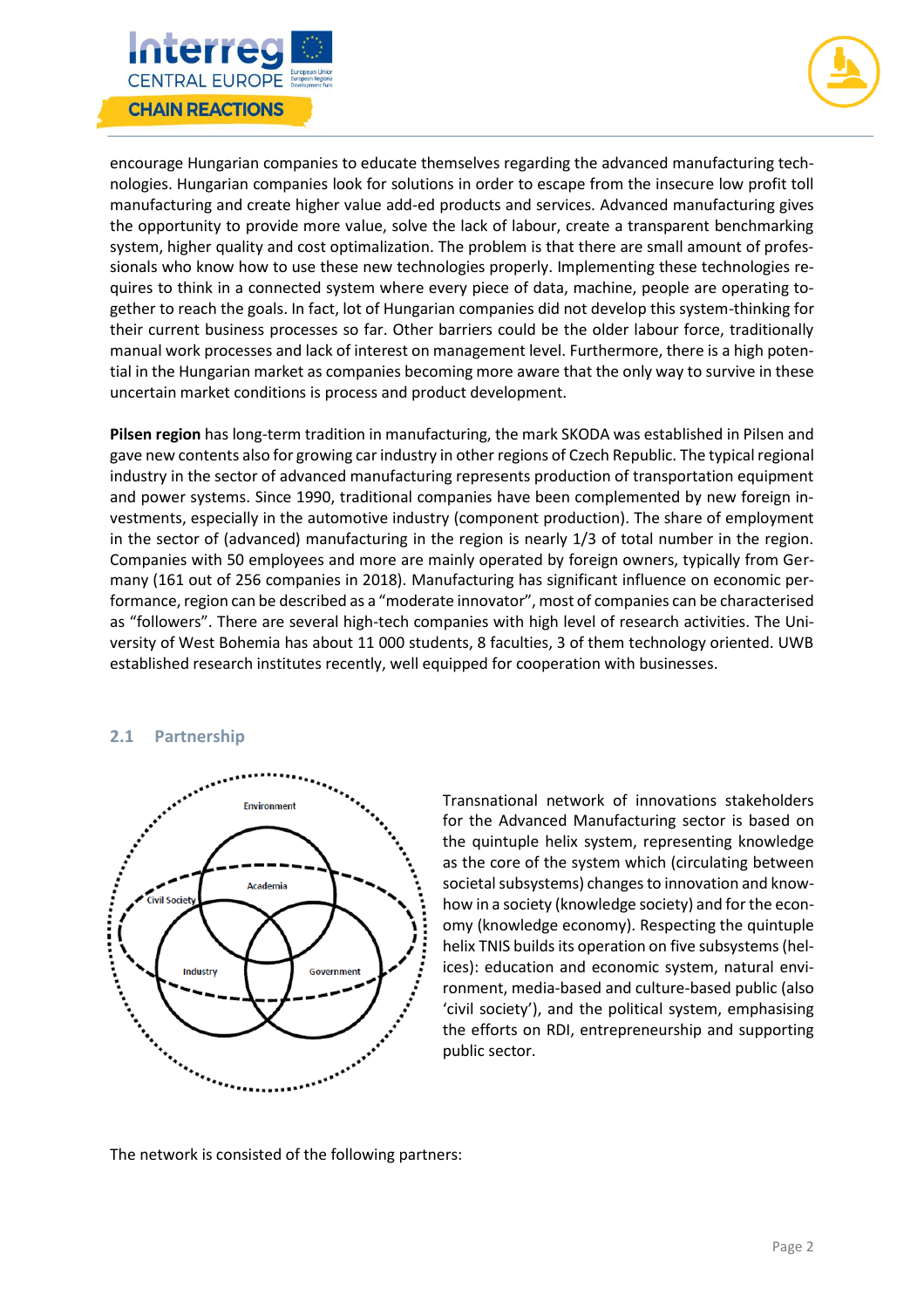encourage Hungarian companies to educate themselves regarding the advanced manufacturing technologies. Hungarian companies look for solutions in order to escape from the insecure low profit toll manufacturing and create higher value add-ed products and services. Advanced manufacturing gives the opportunity to provide more value, solve the lack of labour, create a transparent benchmarking system, higher quality and cost optimalization. The problem is that there are small amount of professionals who know how to use these new technologies properly. Implementing these technologies requires to think in a connected system where every piece of data, machine, people are operating together to reach the goals. In fact, lot of Hungarian companies did not develop this system-thinking for their current business processes so far. Other barriers could be the older labour force, traditionally manual work processes and lack of interest on management level. Furthermore, there is a high potential in the Hungarian market as companies becoming more aware that the only way to survive in these uncertain market conditions is process and product development.

**Pilsen region** has long-term tradition in manufacturing, the mark SKODA was established in Pilsen and gave new contents also for growing car industry in other regions of Czech Republic. The typical regional industry in the sector of advanced manufacturing represents production of transportation equipment and power systems. Since 1990, traditional companies have been complemented by new foreign investments, especially in the automotive industry (component production). The share of employment in the sector of (advanced) manufacturing in the region is nearly 1/3 of total number in the region. Companies with 50 employees and more are mainly operated by foreign owners, typically from Germany (161 out of 256 companies in 2018). Manufacturing has significant influence on economic performance, region can be described as a "moderate innovator", most of companies can be characterised as "followers". There are several high-tech companies with high level of research activities. The University of West Bohemia has about 11 000 students, 8 faculties, 3 of them technology oriented. UWB established research institutes recently, well equipped for cooperation with businesses.

## 2.1 Partnership

Environment

Academia

Civil Society

Industry

Government

Transnational network of innovations stakeholders for the Advanced Manufacturing sector is based on the quintuple helix system, representing knowledge as the core of the system which (circulating between societal subsystems) changes to innovation and know-how in a society (knowledge society) and for the economy (knowledge economy). Respecting the quintuple helix TNIS builds its operation on five subsystems (helices): education and economic system, natural environment, media-based and culture-based public (also 'civil society'), and the political system, emphasising the efforts on RDI, entrepreneurship and supporting public sector.

The network is consisted of the following partners: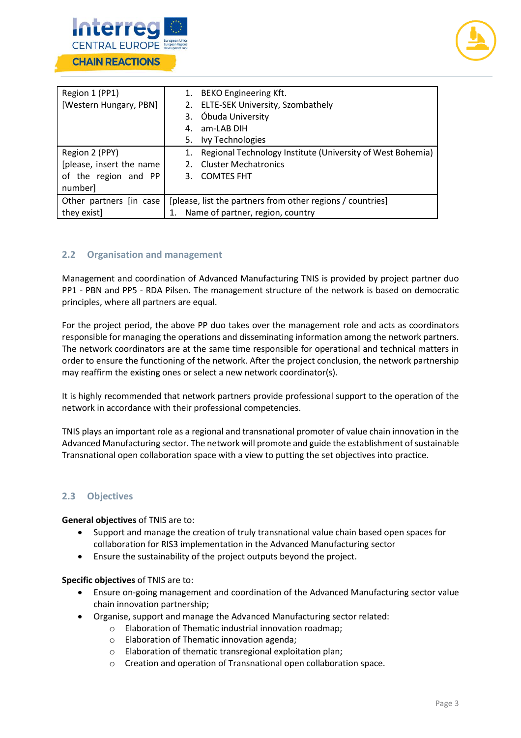| Region 1 (PP1) [Western Hungary, PBN] | 1. BEKO Engineering Kft.<br>2. ELTE-SEK University, Szombathely<br>3. Óbuda University<br>4. am-LAB DIH<br>5. Ivy Technologies |
|---|---|
| Region 2 (PPY) [please, insert the name of the region and PP number] | 1. Regional Technology Institute (University of West Bohemia)<br>2. Cluster Mechatronics<br>3. COMTES FHT |
| Other partners [in case they exist] | [please, list the partners from other regions / countries]<br>1. Name of partner, region, country |

## 2.2 Organisation and management

Management and coordination of Advanced Manufacturing TNIS is provided by project partner duo PP1 - PBN and PP5 - RDA Pilsen. The management structure of the network is based on democratic principles, where all partners are equal.

For the project period, the above PP duo takes over the management role and acts as coordinators responsible for managing the operations and disseminating information among the network partners. The network coordinators are at the same time responsible for operational and technical matters in order to ensure the functioning of the network. After the project conclusion, the network partnership may reaffirm the existing ones or select a new network coordinator(s).

It is highly recommended that network partners provide professional support to the operation of the network in accordance with their professional competencies.

TNIS plays an important role as a regional and transnational promoter of value chain innovation in the Advanced Manufacturing sector. The network will promote and guide the establishment of sustainable Transnational open collaboration space with a view to putting the set objectives into practice.

## 2.3 Objectives

**General objectives** of TNIS are to:

- Support and manage the creation of truly transnational value chain based open spaces for collaboration for RIS3 implementation in the Advanced Manufacturing sector
- Ensure the sustainability of the project outputs beyond the project.

**Specific objectives** of TNIS are to:

- Ensure on-going management and coordination of the Advanced Manufacturing sector value chain innovation partnership;
- Organise, support and manage the Advanced Manufacturing sector related:
    - Elaboration of Thematic industrial innovation roadmap;
    - Elaboration of Thematic innovation agenda;
    - Elaboration of thematic transregional exploitation plan;
    - Creation and operation of Transnational open collaboration space.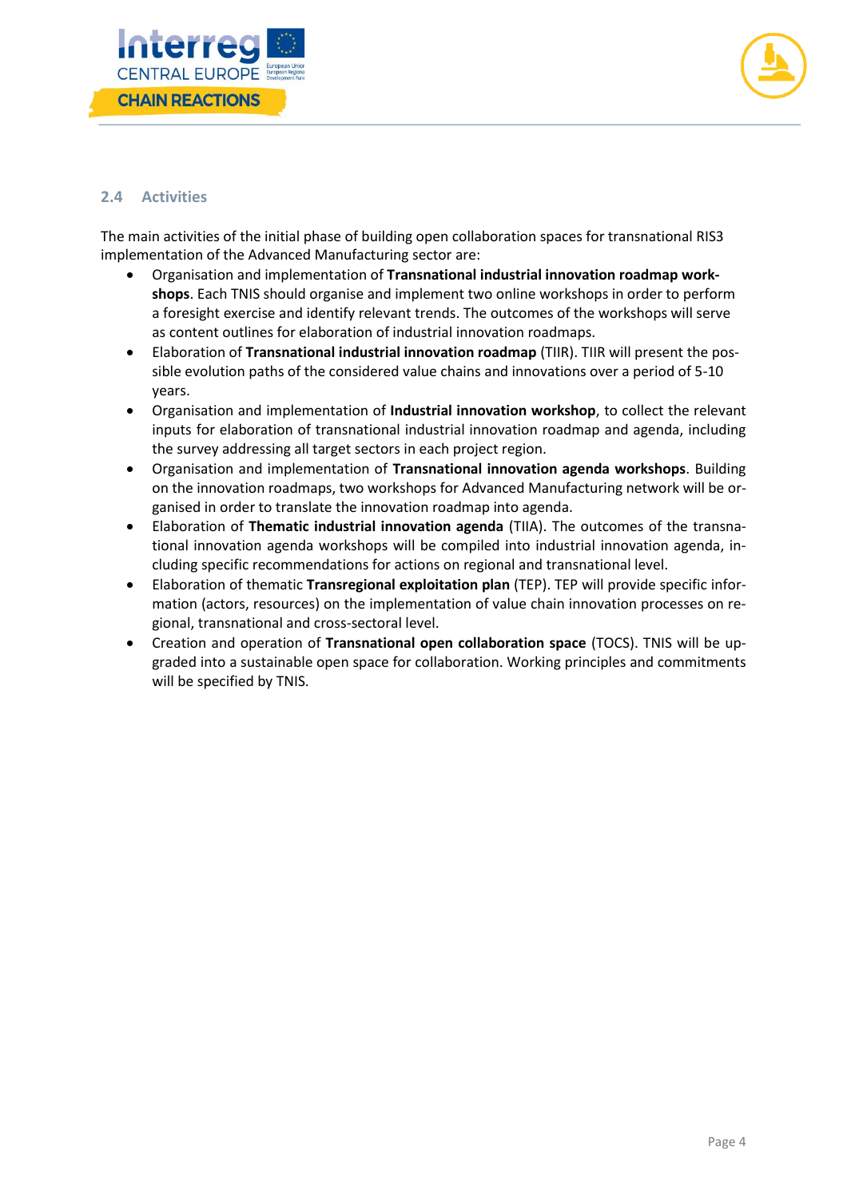## 2.4 Activities

The main activities of the initial phase of building open collaboration spaces for transnational RIS3 implementation of the Advanced Manufacturing sector are:

- Organisation and implementation of **Transnational industrial innovation roadmap workshops**. Each TNIS should organise and implement two online workshops in order to perform a foresight exercise and identify relevant trends. The outcomes of the workshops will serve as content outlines for elaboration of industrial innovation roadmaps.
- Elaboration of **Transnational industrial innovation roadmap** (TIIR). TIIR will present the possible evolution paths of the considered value chains and innovations over a period of 5-10 years.
- Organisation and implementation of **Industrial innovation workshop**, to collect the relevant inputs for elaboration of transnational industrial innovation roadmap and agenda, including the survey addressing all target sectors in each project region.
- Organisation and implementation of **Transnational innovation agenda workshops**. Building on the innovation roadmaps, two workshops for Advanced Manufacturing network will be organised in order to translate the innovation roadmap into agenda.
- Elaboration of **Thematic industrial innovation agenda** (TIIA). The outcomes of the transnational innovation agenda workshops will be compiled into industrial innovation agenda, including specific recommendations for actions on regional and transnational level.
- Elaboration of thematic **Transregional exploitation plan** (TEP). TEP will provide specific information (actors, resources) on the implementation of value chain innovation processes on regional, transnational and cross-sectoral level.
- Creation and operation of **Transnational open collaboration space** (TOCS). TNIS will be upgraded into a sustainable open space for collaboration. Working principles and commitments will be specified by TNIS.